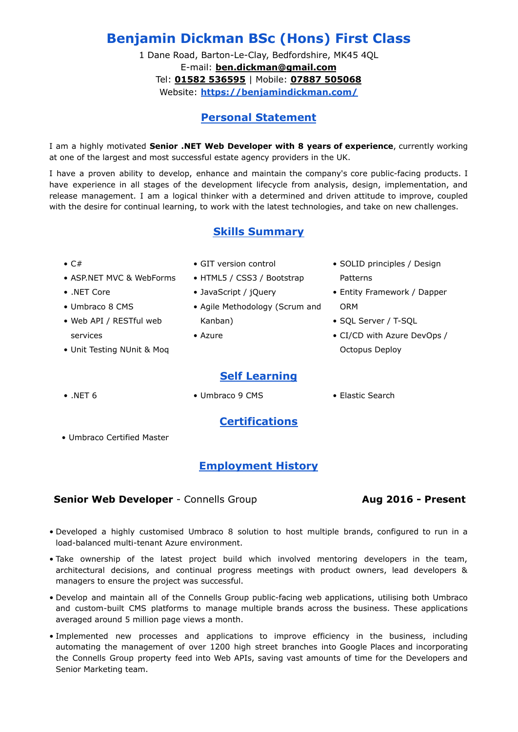# Benjamin Dickman BSc (Hons) First Class

1 Dane Road, Barton-Le-Clay, Bedfordshire, MK45 4QL
E-mail: **ben.dickman@gmail.com**
Tel: **01582 536595** | Mobile: **07887 505068**
Website: **https://benjamindickman.com/**

## Personal Statement

I am a highly motivated **Senior .NET Web Developer with 8 years of experience**, currently working at one of the largest and most successful estate agency providers in the UK.

I have a proven ability to develop, enhance and maintain the company's core public-facing products. I have experience in all stages of the development lifecycle from analysis, design, implementation, and release management. I am a logical thinker with a determined and driven attitude to improve, coupled with the desire for continual learning, to work with the latest technologies, and take on new challenges.

## Skills Summary

- C#
- ASP.NET MVC & WebForms
- .NET Core
- Umbraco 8 CMS
- Web API / RESTful web services
- Unit Testing NUnit & Moq
- GIT version control
- HTML5 / CSS3 / Bootstrap
- JavaScript / jQuery
- Agile Methodology (Scrum and Kanban)
- Azure
- SOLID principles / Design Patterns
- Entity Framework / Dapper ORM
- SQL Server / T-SQL
- CI/CD with Azure DevOps / Octopus Deploy

## Self Learning

- .NET 6
- Umbraco 9 CMS
- Elastic Search

## Certifications

- Umbraco Certified Master

## Employment History

### **Senior Web Developer** - Connells Group — **Aug 2016 - Present**

- Developed a highly customised Umbraco 8 solution to host multiple brands, configured to run in a load-balanced multi-tenant Azure environment.
- Take ownership of the latest project build which involved mentoring developers in the team, architectural decisions, and continual progress meetings with product owners, lead developers & managers to ensure the project was successful.
- Develop and maintain all of the Connells Group public-facing web applications, utilising both Umbraco and custom-built CMS platforms to manage multiple brands across the business. These applications averaged around 5 million page views a month.
- Implemented new processes and applications to improve efficiency in the business, including automating the management of over 1200 high street branches into Google Places and incorporating the Connells Group property feed into Web APIs, saving vast amounts of time for the Developers and Senior Marketing team.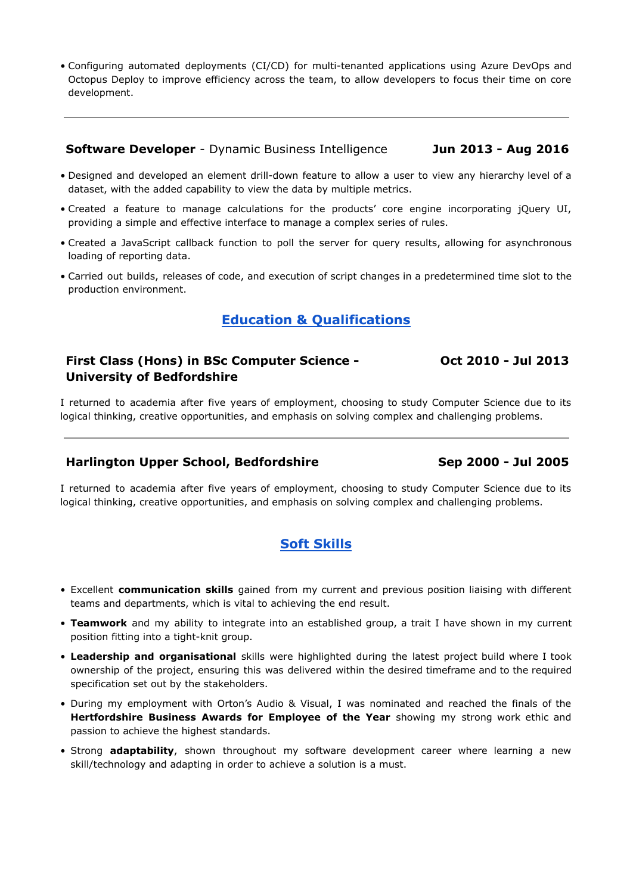- Configuring automated deployments (CI/CD) for multi-tenanted applications using Azure DevOps and Octopus Deploy to improve efficiency across the team, to allow developers to focus their time on core development.

---

### **Software Developer** - Dynamic Business Intelligence **Jun 2013 - Aug 2016**

- Designed and developed an element drill-down feature to allow a user to view any hierarchy level of a dataset, with the added capability to view the data by multiple metrics.
- Created a feature to manage calculations for the products' core engine incorporating jQuery UI, providing a simple and effective interface to manage a complex series of rules.
- Created a JavaScript callback function to poll the server for query results, allowing for asynchronous loading of reporting data.
- Carried out builds, releases of code, and execution of script changes in a predetermined time slot to the production environment.

## Education & Qualifications

### First Class (Hons) in BSc Computer Science - University of Bedfordshire **Oct 2010 - Jul 2013**

I returned to academia after five years of employment, choosing to study Computer Science due to its logical thinking, creative opportunities, and emphasis on solving complex and challenging problems.

---

### Harlington Upper School, Bedfordshire **Sep 2000 - Jul 2005**

I returned to academia after five years of employment, choosing to study Computer Science due to its logical thinking, creative opportunities, and emphasis on solving complex and challenging problems.

## Soft Skills

- Excellent **communication skills** gained from my current and previous position liaising with different teams and departments, which is vital to achieving the end result.
- **Teamwork** and my ability to integrate into an established group, a trait I have shown in my current position fitting into a tight-knit group.
- **Leadership and organisational** skills were highlighted during the latest project build where I took ownership of the project, ensuring this was delivered within the desired timeframe and to the required specification set out by the stakeholders.
- During my employment with Orton's Audio & Visual, I was nominated and reached the finals of the **Hertfordshire Business Awards for Employee of the Year** showing my strong work ethic and passion to achieve the highest standards.
- Strong **adaptability**, shown throughout my software development career where learning a new skill/technology and adapting in order to achieve a solution is a must.